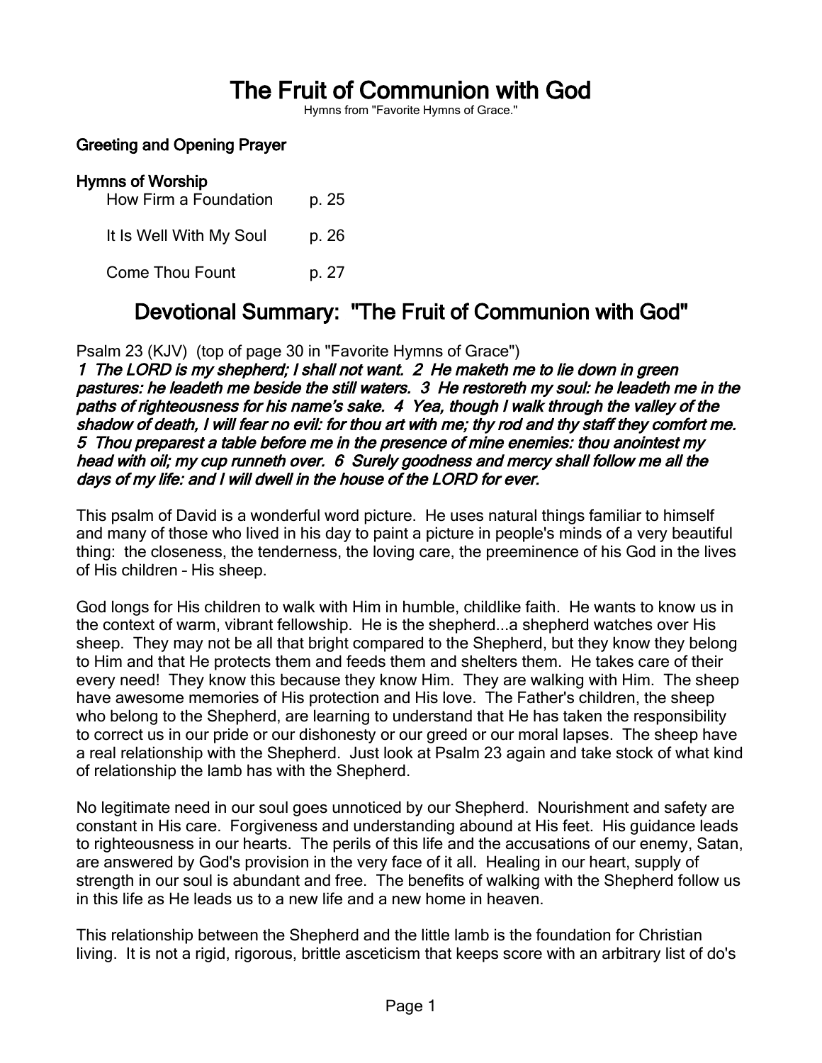# The Fruit of Communion with God

Hymns from "Favorite Hymns of Grace."

### Greeting and Opening Prayer

### Hymns of Worship

| | |
|---|---|
| How Firm a Foundation | p. 25 |
| It Is Well With My Soul | p. 26 |
| Come Thou Fount | p. 27 |

## Devotional Summary: "The Fruit of Communion with God"

Psalm 23 (KJV) (top of page 30 in "Favorite Hymns of Grace")

***1 The LORD is my shepherd; I shall not want. 2 He maketh me to lie down in green pastures: he leadeth me beside the still waters. 3 He restoreth my soul: he leadeth me in the paths of righteousness for his name's sake. 4 Yea, though I walk through the valley of the shadow of death, I will fear no evil: for thou art with me; thy rod and thy staff they comfort me. 5 Thou preparest a table before me in the presence of mine enemies: thou anointest my head with oil; my cup runneth over. 6 Surely goodness and mercy shall follow me all the days of my life: and I will dwell in the house of the LORD for ever.***

This psalm of David is a wonderful word picture. He uses natural things familiar to himself and many of those who lived in his day to paint a picture in people's minds of a very beautiful thing: the closeness, the tenderness, the loving care, the preeminence of his God in the lives of His children – His sheep.

God longs for His children to walk with Him in humble, childlike faith. He wants to know us in the context of warm, vibrant fellowship. He is the shepherd...a shepherd watches over His sheep. They may not be all that bright compared to the Shepherd, but they know they belong to Him and that He protects them and feeds them and shelters them. He takes care of their every need! They know this because they know Him. They are walking with Him. The sheep have awesome memories of His protection and His love. The Father's children, the sheep who belong to the Shepherd, are learning to understand that He has taken the responsibility to correct us in our pride or our dishonesty or our greed or our moral lapses. The sheep have a real relationship with the Shepherd. Just look at Psalm 23 again and take stock of what kind of relationship the lamb has with the Shepherd.

No legitimate need in our soul goes unnoticed by our Shepherd. Nourishment and safety are constant in His care. Forgiveness and understanding abound at His feet. His guidance leads to righteousness in our hearts. The perils of this life and the accusations of our enemy, Satan, are answered by God's provision in the very face of it all. Healing in our heart, supply of strength in our soul is abundant and free. The benefits of walking with the Shepherd follow us in this life as He leads us to a new life and a new home in heaven.

This relationship between the Shepherd and the little lamb is the foundation for Christian living. It is not a rigid, rigorous, brittle asceticism that keeps score with an arbitrary list of do's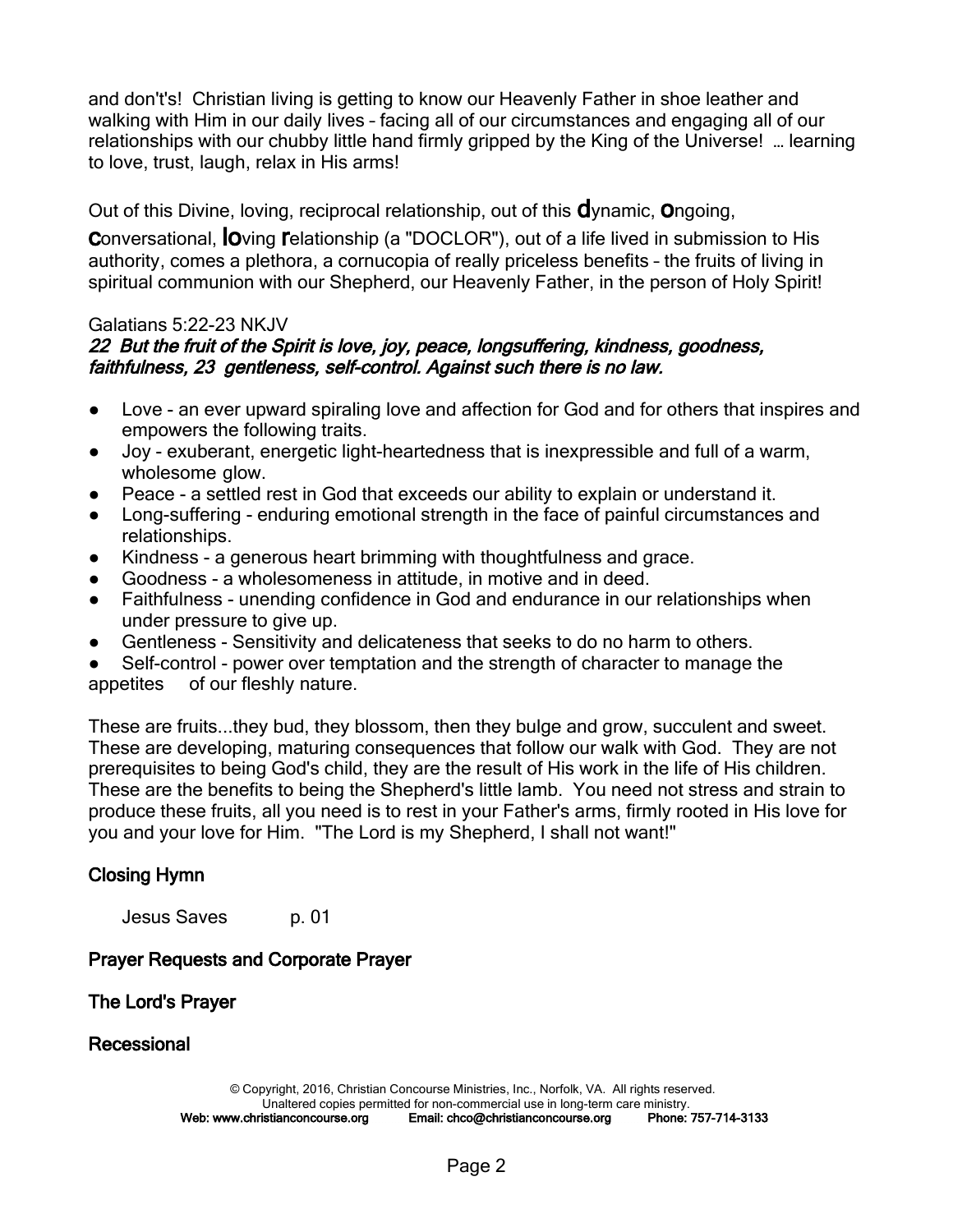and don't's! Christian living is getting to know our Heavenly Father in shoe leather and walking with Him in our daily lives – facing all of our circumstances and engaging all of our relationships with our chubby little hand firmly gripped by the King of the Universe! … learning to love, trust, laugh, relax in His arms!

Out of this Divine, loving, reciprocal relationship, out of this **d**ynamic, **o**ngoing, **c**onversational, **lo**ving **r**elationship (a "DOCLOR"), out of a life lived in submission to His authority, comes a plethora, a cornucopia of really priceless benefits – the fruits of living in spiritual communion with our Shepherd, our Heavenly Father, in the person of Holy Spirit!

Galatians 5:22-23 NKJV
***22 But the fruit of the Spirit is love, joy, peace, longsuffering, kindness, goodness, faithfulness, 23 gentleness, self-control. Against such there is no law.***

- Love - an ever upward spiraling love and affection for God and for others that inspires and empowers the following traits.
- Joy - exuberant, energetic light-heartedness that is inexpressible and full of a warm, wholesome glow.
- Peace - a settled rest in God that exceeds our ability to explain or understand it.
- Long-suffering - enduring emotional strength in the face of painful circumstances and relationships.
- Kindness - a generous heart brimming with thoughtfulness and grace.
- Goodness - a wholesomeness in attitude, in motive and in deed.
- Faithfulness - unending confidence in God and endurance in our relationships when under pressure to give up.
- Gentleness - Sensitivity and delicateness that seeks to do no harm to others.
- Self-control - power over temptation and the strength of character to manage the appetites of our fleshly nature.

These are fruits...they bud, they blossom, then they bulge and grow, succulent and sweet. These are developing, maturing consequences that follow our walk with God. They are not prerequisites to being God's child, they are the result of His work in the life of His children. These are the benefits to being the Shepherd's little lamb. You need not stress and strain to produce these fruits, all you need is to rest in your Father's arms, firmly rooted in His love for you and your love for Him. "The Lord is my Shepherd, I shall not want!"

## Closing Hymn

Jesus Saves p. 01

## Prayer Requests and Corporate Prayer

## The Lord's Prayer

## Recessional

© Copyright, 2016, Christian Concourse Ministries, Inc., Norfolk, VA. All rights reserved.
Unaltered copies permitted for non-commercial use in long-term care ministry.
Web: www.christianconcourse.org Email: chco@christianconcourse.org Phone: 757-714-3133